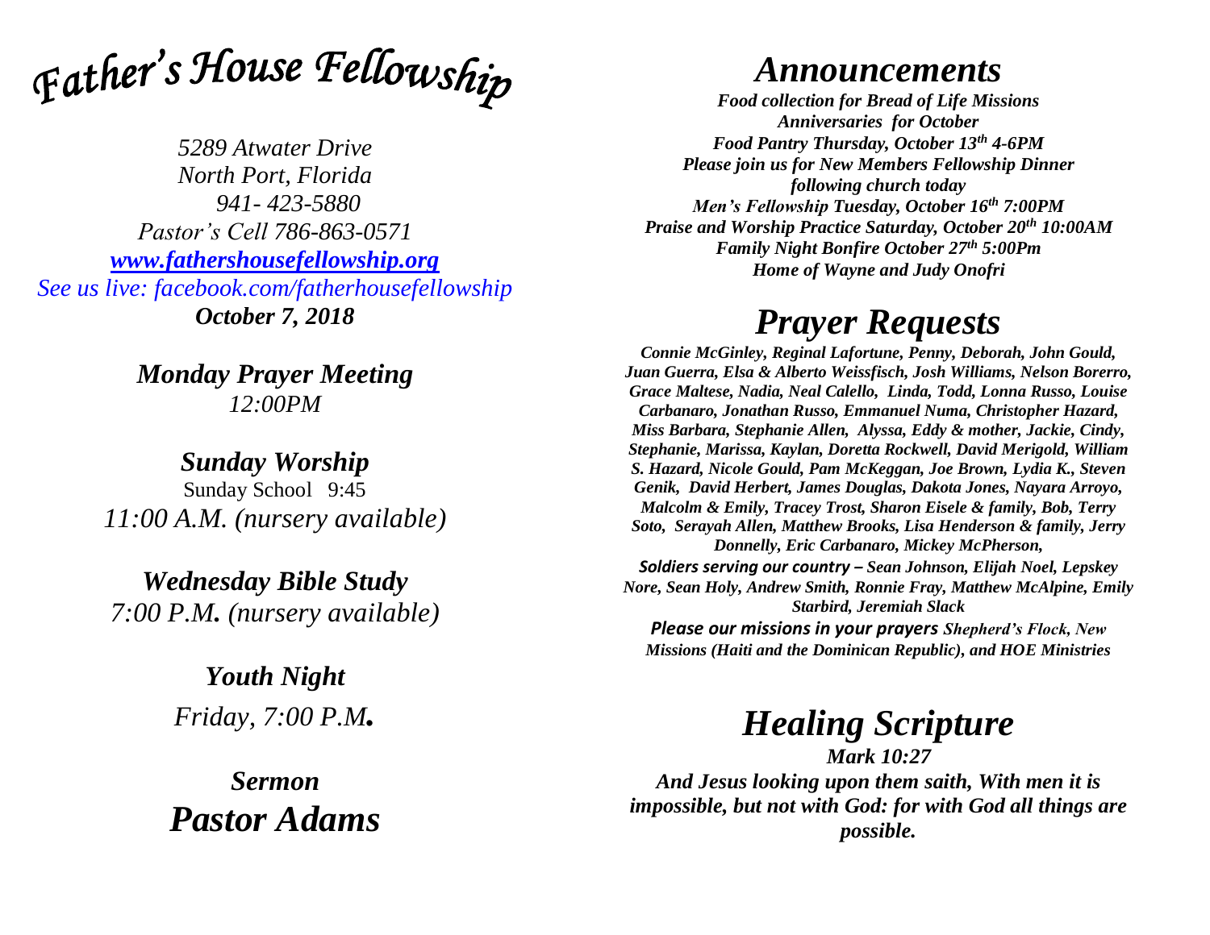// Father's House Fellowship

*5289 Atwater Drive*
*North Port, Florida*
*941- 423-5880*
*Pastor's Cell 786-863-0571*
*[www.fathershousefellowship.org](http://www.fathershousefellowship.org)*
*See us live: facebook.com/fatherhousefellowship*
***October 7, 2018***

## *Monday Prayer Meeting*
*12:00PM*

## *Sunday Worship*
Sunday School 9:45
*11:00 A.M. (nursery available)*

## *Wednesday Bible Study*
*7:00 P.M. (nursery available)*

## *Youth Night*
*Friday, 7:00 P.M.*

## *Sermon*
## *Pastor Adams*

# *Announcements*

***Food collection for Bread of Life Missions***
***Anniversaries for October***
***Food Pantry Thursday, October 13th 4-6PM***
***Please join us for New Members Fellowship Dinner following church today***
***Men's Fellowship Tuesday, October 16th 7:00PM***
***Praise and Worship Practice Saturday, October 20th 10:00AM***
***Family Night Bonfire October 27th 5:00Pm***
***Home of Wayne and Judy Onofri***

# *Prayer Requests*

***Connie McGinley, Reginal Lafortune, Penny, Deborah, John Gould, Juan Guerra, Elsa & Alberto Weissfisch, Josh Williams, Nelson Borerro, Grace Maltese, Nadia, Neal Calello, Linda, Todd, Lonna Russo, Louise Carbanaro, Jonathan Russo, Emmanuel Numa, Christopher Hazard, Miss Barbara, Stephanie Allen, Alyssa, Eddy & mother, Jackie, Cindy, Stephanie, Marissa, Kaylan, Doretta Rockwell, David Merigold, William S. Hazard, Nicole Gould, Pam McKeggan, Joe Brown, Lydia K., Steven Genik, David Herbert, James Douglas, Dakota Jones, Nayara Arroyo, Malcolm & Emily, Tracey Trost, Sharon Eisele & family, Bob, Terry Soto, Serayah Allen, Matthew Brooks, Lisa Henderson & family, Jerry Donnelly, Eric Carbanaro, Mickey McPherson,***

***Soldiers serving our country – Sean Johnson, Elijah Noel, Lepskey Nore, Sean Holy, Andrew Smith, Ronnie Fray, Matthew McAlpine, Emily Starbird, Jeremiah Slack***

***Please our missions in your prayers Shepherd's Flock, New Missions (Haiti and the Dominican Republic), and HOE Ministries***

# *Healing Scripture*

***Mark 10:27***

***And Jesus looking upon them saith, With men it is impossible, but not with God: for with God all things are possible.***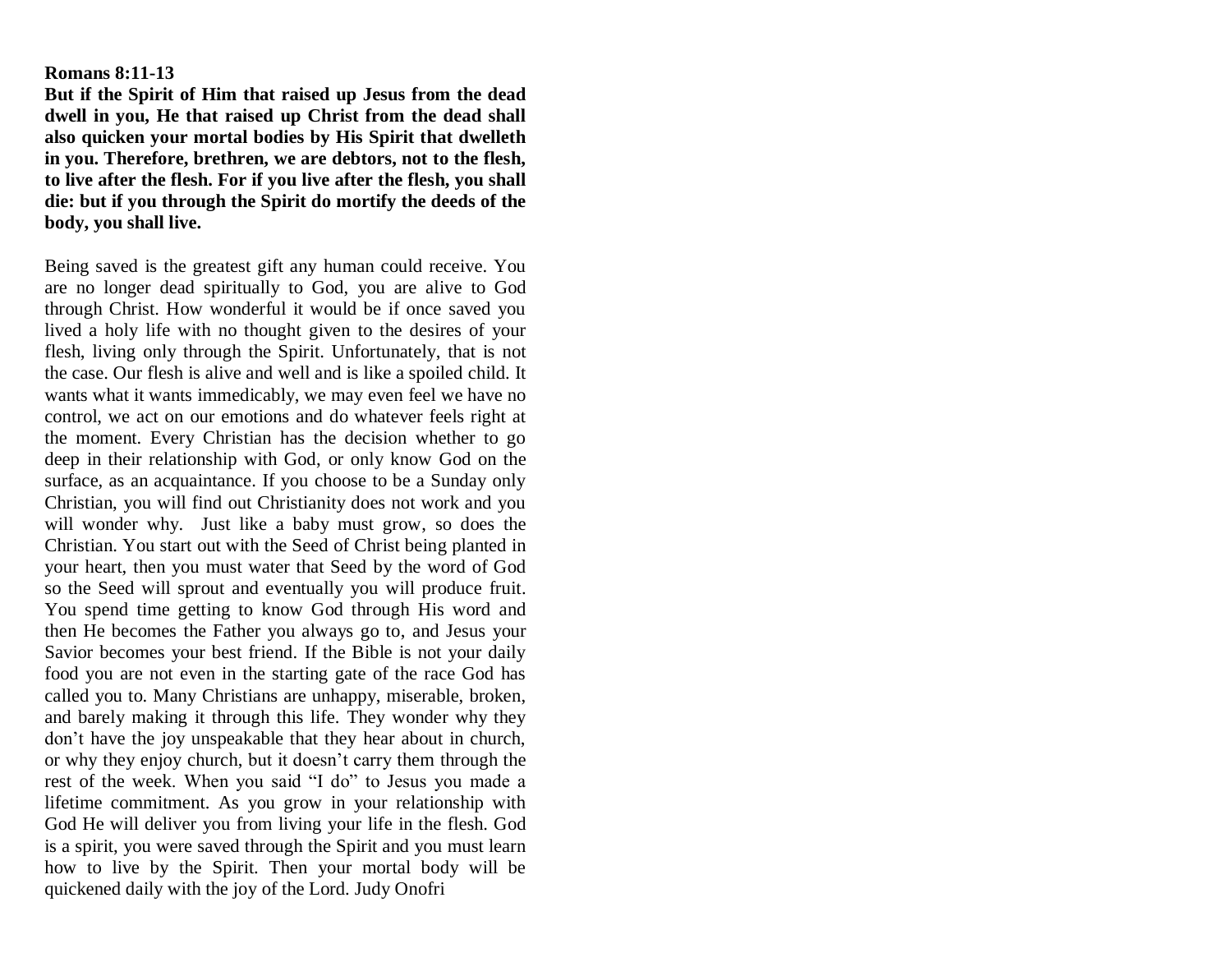**Romans 8:11-13**

**But if the Spirit of Him that raised up Jesus from the dead dwell in you, He that raised up Christ from the dead shall also quicken your mortal bodies by His Spirit that dwelleth in you. Therefore, brethren, we are debtors, not to the flesh, to live after the flesh. For if you live after the flesh, you shall die: but if you through the Spirit do mortify the deeds of the body, you shall live.**

Being saved is the greatest gift any human could receive. You are no longer dead spiritually to God, you are alive to God through Christ. How wonderful it would be if once saved you lived a holy life with no thought given to the desires of your flesh, living only through the Spirit. Unfortunately, that is not the case. Our flesh is alive and well and is like a spoiled child. It wants what it wants immedicably, we may even feel we have no control, we act on our emotions and do whatever feels right at the moment. Every Christian has the decision whether to go deep in their relationship with God, or only know God on the surface, as an acquaintance. If you choose to be a Sunday only Christian, you will find out Christianity does not work and you will wonder why. Just like a baby must grow, so does the Christian. You start out with the Seed of Christ being planted in your heart, then you must water that Seed by the word of God so the Seed will sprout and eventually you will produce fruit. You spend time getting to know God through His word and then He becomes the Father you always go to, and Jesus your Savior becomes your best friend. If the Bible is not your daily food you are not even in the starting gate of the race God has called you to. Many Christians are unhappy, miserable, broken, and barely making it through this life. They wonder why they don't have the joy unspeakable that they hear about in church, or why they enjoy church, but it doesn't carry them through the rest of the week. When you said "I do" to Jesus you made a lifetime commitment. As you grow in your relationship with God He will deliver you from living your life in the flesh. God is a spirit, you were saved through the Spirit and you must learn how to live by the Spirit. Then your mortal body will be quickened daily with the joy of the Lord. Judy Onofri